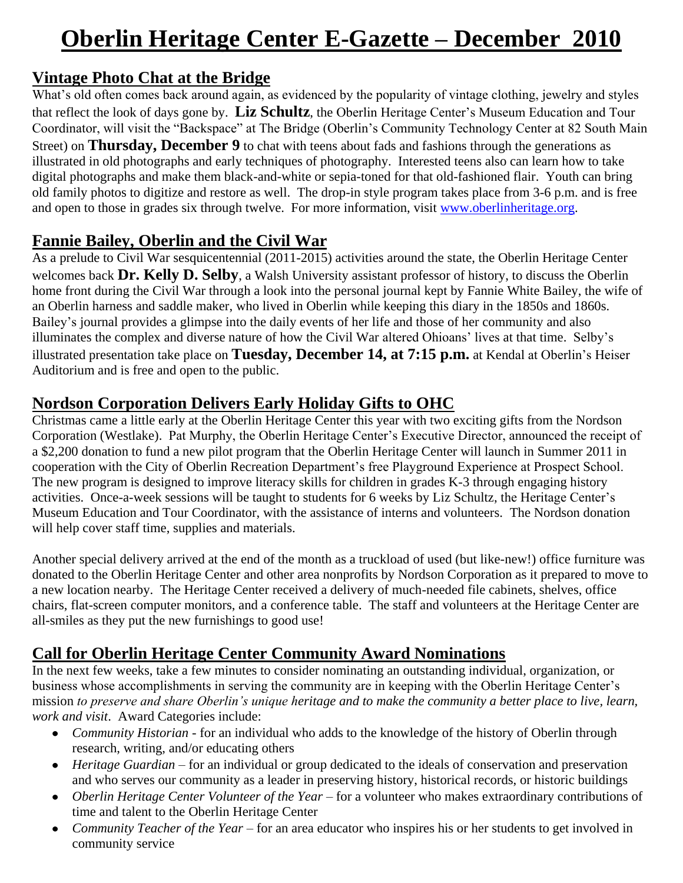// Oberlin Heritage Center E-Gazette, December 2010 — page 1 transcription

# Oberlin Heritage Center E-Gazette – December 2010

## Vintage Photo Chat at the Bridge

What's old often comes back around again, as evidenced by the popularity of vintage clothing, jewelry and styles that reflect the look of days gone by. **Liz Schultz**, the Oberlin Heritage Center's Museum Education and Tour Coordinator, will visit the "Backspace" at The Bridge (Oberlin's Community Technology Center at 82 South Main Street) on **Thursday, December 9** to chat with teens about fads and fashions through the generations as illustrated in old photographs and early techniques of photography. Interested teens also can learn how to take digital photographs and make them black-and-white or sepia-toned for that old-fashioned flair. Youth can bring old family photos to digitize and restore as well. The drop-in style program takes place from 3-6 p.m. and is free and open to those in grades six through twelve. For more information, visit [www.oberlinheritage.org](http://www.oberlinheritage.org).

## Fannie Bailey, Oberlin and the Civil War

As a prelude to Civil War sesquicentennial (2011-2015) activities around the state, the Oberlin Heritage Center welcomes back **Dr. Kelly D. Selby**, a Walsh University assistant professor of history, to discuss the Oberlin home front during the Civil War through a look into the personal journal kept by Fannie White Bailey, the wife of an Oberlin harness and saddle maker, who lived in Oberlin while keeping this diary in the 1850s and 1860s. Bailey's journal provides a glimpse into the daily events of her life and those of her community and also illuminates the complex and diverse nature of how the Civil War altered Ohioans' lives at that time. Selby's illustrated presentation take place on **Tuesday, December 14, at 7:15 p.m.** at Kendal at Oberlin's Heiser Auditorium and is free and open to the public.

## Nordson Corporation Delivers Early Holiday Gifts to OHC

Christmas came a little early at the Oberlin Heritage Center this year with two exciting gifts from the Nordson Corporation (Westlake). Pat Murphy, the Oberlin Heritage Center's Executive Director, announced the receipt of a $2,200 donation to fund a new pilot program that the Oberlin Heritage Center will launch in Summer 2011 in cooperation with the City of Oberlin Recreation Department's free Playground Experience at Prospect School. The new program is designed to improve literacy skills for children in grades K-3 through engaging history activities. Once-a-week sessions will be taught to students for 6 weeks by Liz Schultz, the Heritage Center's Museum Education and Tour Coordinator, with the assistance of interns and volunteers. The Nordson donation will help cover staff time, supplies and materials.

Another special delivery arrived at the end of the month as a truckload of used (but like-new!) office furniture was donated to the Oberlin Heritage Center and other area nonprofits by Nordson Corporation as it prepared to move to a new location nearby. The Heritage Center received a delivery of much-needed file cabinets, shelves, office chairs, flat-screen computer monitors, and a conference table. The staff and volunteers at the Heritage Center are all-smiles as they put the new furnishings to good use!

## Call for Oberlin Heritage Center Community Award Nominations

In the next few weeks, take a few minutes to consider nominating an outstanding individual, organization, or business whose accomplishments in serving the community are in keeping with the Oberlin Heritage Center's mission *to preserve and share Oberlin's unique heritage and to make the community a better place to live, learn, work and visit*. Award Categories include:

- *Community Historian* - for an individual who adds to the knowledge of the history of Oberlin through research, writing, and/or educating others
- *Heritage Guardian* – for an individual or group dedicated to the ideals of conservation and preservation and who serves our community as a leader in preserving history, historical records, or historic buildings
- *Oberlin Heritage Center Volunteer of the Year* – for a volunteer who makes extraordinary contributions of time and talent to the Oberlin Heritage Center
- *Community Teacher of the Year* – for an area educator who inspires his or her students to get involved in community service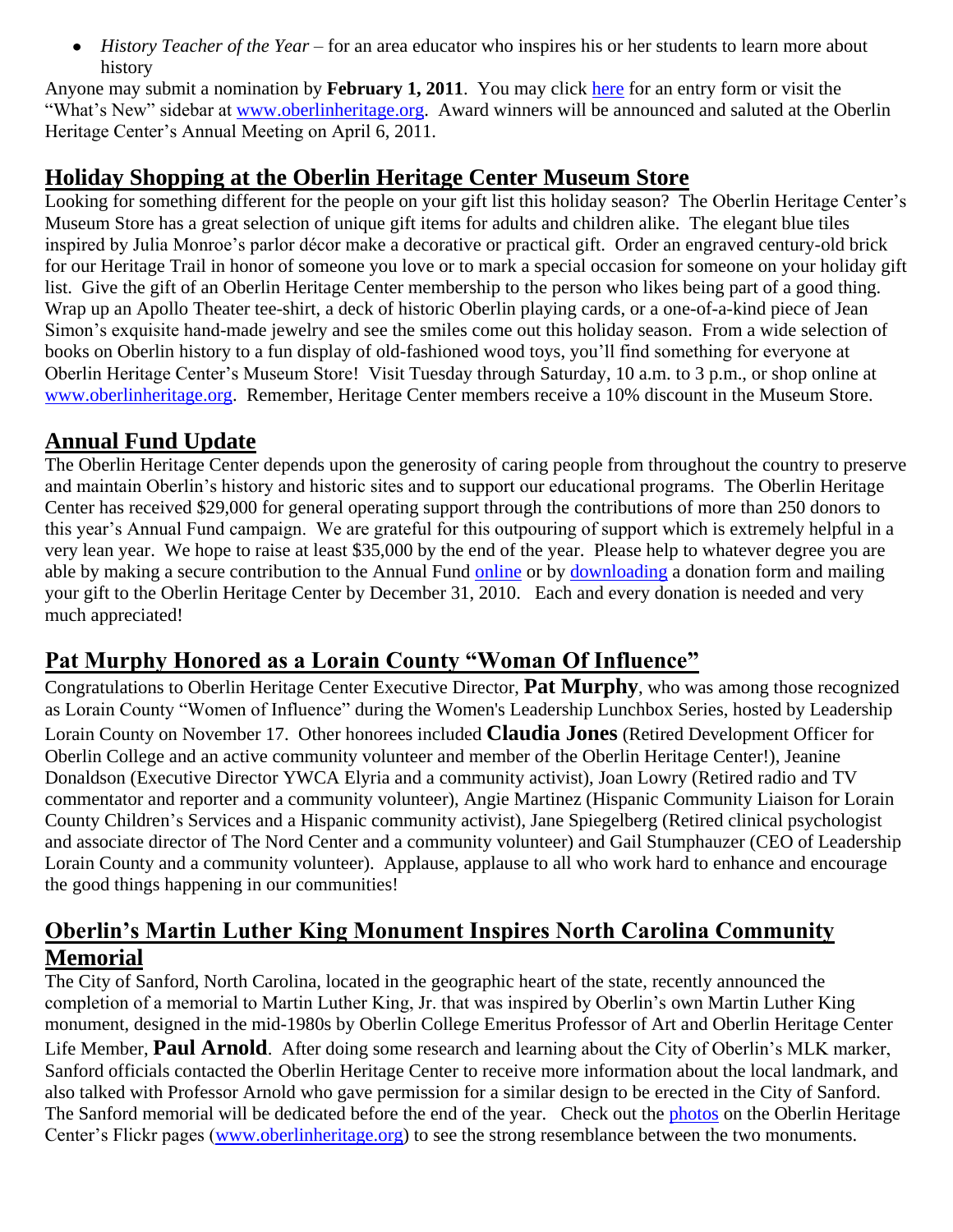- *History Teacher of the Year* – for an area educator who inspires his or her students to learn more about history

Anyone may submit a nomination by **February 1, 2011**. You may click here for an entry form or visit the "What's New" sidebar at www.oberlinheritage.org. Award winners will be announced and saluted at the Oberlin Heritage Center's Annual Meeting on April 6, 2011.

## Holiday Shopping at the Oberlin Heritage Center Museum Store

Looking for something different for the people on your gift list this holiday season? The Oberlin Heritage Center's Museum Store has a great selection of unique gift items for adults and children alike. The elegant blue tiles inspired by Julia Monroe's parlor décor make a decorative or practical gift. Order an engraved century-old brick for our Heritage Trail in honor of someone you love or to mark a special occasion for someone on your holiday gift list. Give the gift of an Oberlin Heritage Center membership to the person who likes being part of a good thing. Wrap up an Apollo Theater tee-shirt, a deck of historic Oberlin playing cards, or a one-of-a-kind piece of Jean Simon's exquisite hand-made jewelry and see the smiles come out this holiday season. From a wide selection of books on Oberlin history to a fun display of old-fashioned wood toys, you'll find something for everyone at Oberlin Heritage Center's Museum Store! Visit Tuesday through Saturday, 10 a.m. to 3 p.m., or shop online at www.oberlinheritage.org. Remember, Heritage Center members receive a 10% discount in the Museum Store.

## Annual Fund Update

The Oberlin Heritage Center depends upon the generosity of caring people from throughout the country to preserve and maintain Oberlin's history and historic sites and to support our educational programs. The Oberlin Heritage Center has received $29,000 for general operating support through the contributions of more than 250 donors to this year's Annual Fund campaign. We are grateful for this outpouring of support which is extremely helpful in a very lean year. We hope to raise at least $35,000 by the end of the year. Please help to whatever degree you are able by making a secure contribution to the Annual Fund online or by downloading a donation form and mailing your gift to the Oberlin Heritage Center by December 31, 2010. Each and every donation is needed and very much appreciated!

## Pat Murphy Honored as a Lorain County "Woman Of Influence"

Congratulations to Oberlin Heritage Center Executive Director, **Pat Murphy**, who was among those recognized as Lorain County "Women of Influence" during the Women's Leadership Lunchbox Series, hosted by Leadership Lorain County on November 17. Other honorees included **Claudia Jones** (Retired Development Officer for Oberlin College and an active community volunteer and member of the Oberlin Heritage Center!), Jeanine Donaldson (Executive Director YWCA Elyria and a community activist), Joan Lowry (Retired radio and TV commentator and reporter and a community volunteer), Angie Martinez (Hispanic Community Liaison for Lorain County Children's Services and a Hispanic community activist), Jane Spiegelberg (Retired clinical psychologist and associate director of The Nord Center and a community volunteer) and Gail Stumphauzer (CEO of Leadership Lorain County and a community volunteer). Applause, applause to all who work hard to enhance and encourage the good things happening in our communities!

## Oberlin's Martin Luther King Monument Inspires North Carolina Community Memorial

The City of Sanford, North Carolina, located in the geographic heart of the state, recently announced the completion of a memorial to Martin Luther King, Jr. that was inspired by Oberlin's own Martin Luther King monument, designed in the mid-1980s by Oberlin College Emeritus Professor of Art and Oberlin Heritage Center Life Member, **Paul Arnold**. After doing some research and learning about the City of Oberlin's MLK marker, Sanford officials contacted the Oberlin Heritage Center to receive more information about the local landmark, and also talked with Professor Arnold who gave permission for a similar design to be erected in the City of Sanford. The Sanford memorial will be dedicated before the end of the year. Check out the photos on the Oberlin Heritage Center's Flickr pages (www.oberlinheritage.org) to see the strong resemblance between the two monuments.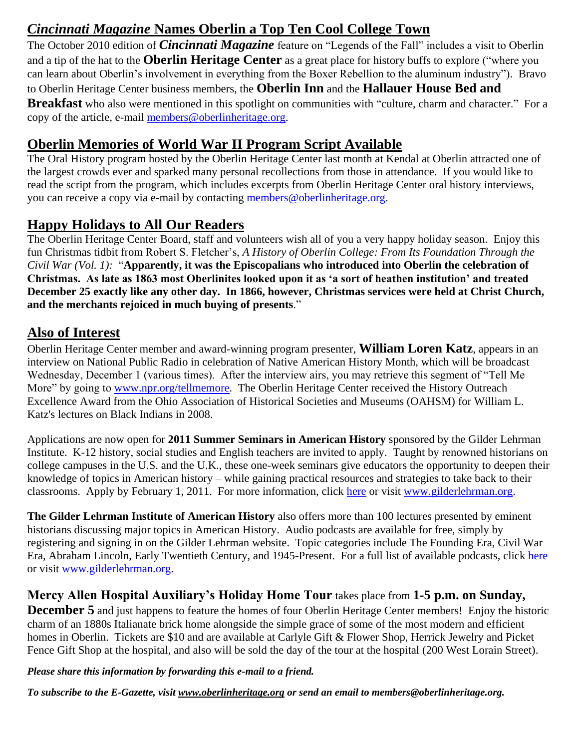## *Cincinnati Magazine* Names Oberlin a Top Ten Cool College Town

The October 2010 edition of ***Cincinnati Magazine*** feature on "Legends of the Fall" includes a visit to Oberlin and a tip of the hat to the **Oberlin Heritage Center** as a great place for history buffs to explore ("where you can learn about Oberlin's involvement in everything from the Boxer Rebellion to the aluminum industry"). Bravo to Oberlin Heritage Center business members, the **Oberlin Inn** and the **Hallauer House Bed and Breakfast** who also were mentioned in this spotlight on communities with "culture, charm and character." For a copy of the article, e-mail members@oberlinheritage.org.

## Oberlin Memories of World War II Program Script Available

The Oral History program hosted by the Oberlin Heritage Center last month at Kendal at Oberlin attracted one of the largest crowds ever and sparked many personal recollections from those in attendance. If you would like to read the script from the program, which includes excerpts from Oberlin Heritage Center oral history interviews, you can receive a copy via e-mail by contacting members@oberlinheritage.org.

## Happy Holidays to All Our Readers

The Oberlin Heritage Center Board, staff and volunteers wish all of you a very happy holiday season. Enjoy this fun Christmas tidbit from Robert S. Fletcher's, *A History of Oberlin College: From Its Foundation Through the Civil War (Vol. 1):* "**Apparently, it was the Episcopalians who introduced into Oberlin the celebration of Christmas. As late as 1863 most Oberlinites looked upon it as 'a sort of heathen institution' and treated December 25 exactly like any other day. In 1866, however, Christmas services were held at Christ Church, and the merchants rejoiced in much buying of presents**."

## Also of Interest

Oberlin Heritage Center member and award-winning program presenter, **William Loren Katz**, appears in an interview on National Public Radio in celebration of Native American History Month, which will be broadcast Wednesday, December 1 (various times). After the interview airs, you may retrieve this segment of "Tell Me More" by going to www.npr.org/tellmemore. The Oberlin Heritage Center received the History Outreach Excellence Award from the Ohio Association of Historical Societies and Museums (OAHSM) for William L. Katz's lectures on Black Indians in 2008.

Applications are now open for **2011 Summer Seminars in American History** sponsored by the Gilder Lehrman Institute. K-12 history, social studies and English teachers are invited to apply. Taught by renowned historians on college campuses in the U.S. and the U.K., these one-week seminars give educators the opportunity to deepen their knowledge of topics in American history – while gaining practical resources and strategies to take back to their classrooms. Apply by February 1, 2011. For more information, click here or visit www.gilderlehrman.org.

**The Gilder Lehrman Institute of American History** also offers more than 100 lectures presented by eminent historians discussing major topics in American History. Audio podcasts are available for free, simply by registering and signing in on the Gilder Lehrman website. Topic categories include The Founding Era, Civil War Era, Abraham Lincoln, Early Twentieth Century, and 1945-Present. For a full list of available podcasts, click here or visit www.gilderlehrman.org.

**Mercy Allen Hospital Auxiliary's Holiday Home Tour** takes place from **1-5 p.m. on Sunday, December 5** and just happens to feature the homes of four Oberlin Heritage Center members! Enjoy the historic charm of an 1880s Italianate brick home alongside the simple grace of some of the most modern and efficient homes in Oberlin. Tickets are $10 and are available at Carlyle Gift & Flower Shop, Herrick Jewelry and Picket Fence Gift Shop at the hospital, and also will be sold the day of the tour at the hospital (200 West Lorain Street).

***Please share this information by forwarding this e-mail to a friend.***

***To subscribe to the E-Gazette, visit www.oberlinheritage.org or send an email to members@oberlinheritage.org.***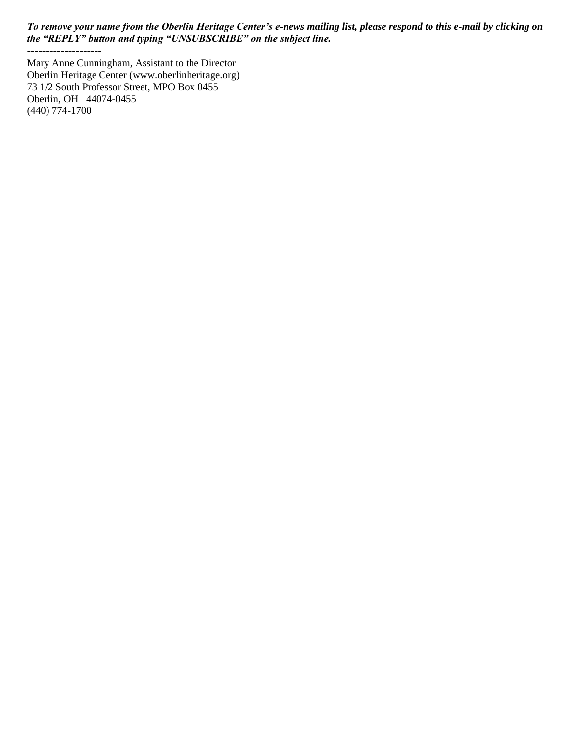***To remove your name from the Oberlin Heritage Center's e-news mailing list, please respond to this e-mail by clicking on the "REPLY" button and typing "UNSUBSCRIBE" on the subject line.***

--------------------

Mary Anne Cunningham, Assistant to the Director
Oberlin Heritage Center (www.oberlinheritage.org)
73 1/2 South Professor Street, MPO Box 0455
Oberlin, OH 44074-0455
(440) 774-1700